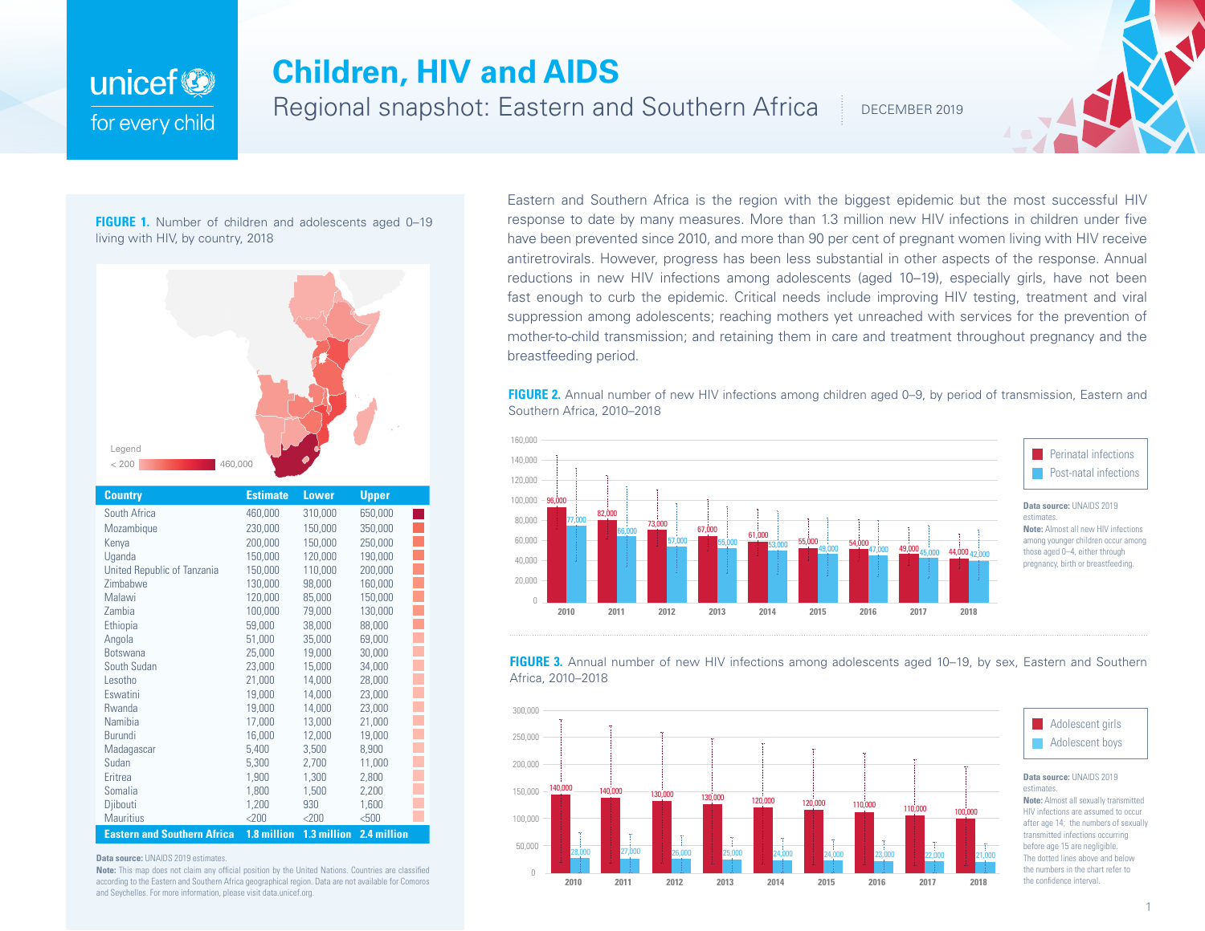# Children, HIV and AIDS

## Regional snapshot: Eastern and Southern Africa

DECEMBER 2019

Eastern and Southern Africa is the region with the biggest epidemic but the most successful HIV response to date by many measures. More than 1.3 million new HIV infections in children under five have been prevented since 2010, and more than 90 per cent of pregnant women living with HIV receive antiretrovirals. However, progress has been less substantial in other aspects of the response. Annual reductions in new HIV infections among adolescents (aged 10–19), especially girls, have not been fast enough to curb the epidemic. Critical needs include improving HIV testing, treatment and viral suppression among adolescents; reaching mothers yet unreached with services for the prevention of mother-to-child transmission; and retaining them in care and treatment throughout pregnancy and the breastfeeding period.

**FIGURE 1.** Number of children and adolescents aged 0–19 living with HIV, by country, 2018

Legend: < 200 – 460,000

| Country | Estimate | Lower | Upper |
|---|---|---|---|
| South Africa | 460,000 | 310,000 | 650,000 |
| Mozambique | 230,000 | 150,000 | 350,000 |
| Kenya | 200,000 | 150,000 | 250,000 |
| Uganda | 150,000 | 120,000 | 190,000 |
| United Republic of Tanzania | 150,000 | 110,000 | 200,000 |
| Zimbabwe | 130,000 | 98,000 | 160,000 |
| Malawi | 120,000 | 85,000 | 150,000 |
| Zambia | 100,000 | 79,000 | 130,000 |
| Ethiopia | 59,000 | 38,000 | 88,000 |
| Angola | 51,000 | 35,000 | 69,000 |
| Botswana | 25,000 | 19,000 | 30,000 |
| South Sudan | 23,000 | 15,000 | 34,000 |
| Lesotho | 21,000 | 14,000 | 28,000 |
| Eswatini | 19,000 | 14,000 | 23,000 |
| Rwanda | 19,000 | 14,000 | 23,000 |
| Namibia | 17,000 | 13,000 | 21,000 |
| Burundi | 16,000 | 12,000 | 19,000 |
| Madagascar | 5,400 | 3,500 | 8,900 |
| Sudan | 5,300 | 2,700 | 11,000 |
| Eritrea | 1,900 | 1,300 | 2,800 |
| Somalia | 1,800 | 1,500 | 2,200 |
| Djibouti | 1,200 | 930 | 1,600 |
| Mauritius | <200 | <200 | <500 |
| **Eastern and Southern Africa** | **1.8 million** | **1.3 million** | **2.4 million** |

**Data source:** UNAIDS 2019 estimates.

**Note:** This map does not claim any official position by the United Nations. Countries are classified according to the Eastern and Southern Africa geographical region. Data are not available for Comoros and Seychelles. For more information, please visit data.unicef.org.

**FIGURE 2.** Annual number of new HIV infections among children aged 0–9, by period of transmission, Eastern and Southern Africa, 2010–2018

| Year | Perinatal infections | Post-natal infections |
|---|---|---|
| 2010 | 96,000 | 77,000 |
| 2011 | 82,000 | 66,000 |
| 2012 | 73,000 | 57,000 |
| 2013 | 67,000 | 55,000 |
| 2014 | 61,000 | 53,000 |
| 2015 | 55,000 | 49,000 |
| 2016 | 54,000 | 47,000 |
| 2017 | 49,000 | 45,000 |
| 2018 | 44,000 | 42,000 |

**Data source:** UNAIDS 2019 estimates.

**Note:** Almost all new HIV infections among younger children occur among those aged 0–4, either through pregnancy, birth or breastfeeding.

**FIGURE 3.** Annual number of new HIV infections among adolescents aged 10–19, by sex, Eastern and Southern Africa, 2010–2018

| Year | Adolescent girls | Adolescent boys |
|---|---|---|
| 2010 | 140,000 | 28,000 |
| 2011 | 140,000 | 27,000 |
| 2012 | 130,000 | 26,000 |
| 2013 | 130,000 | 25,000 |
| 2014 | 120,000 | 24,000 |
| 2015 | 120,000 | 24,000 |
| 2016 | 110,000 | 23,000 |
| 2017 | 110,000 | 22,000 |
| 2018 | 100,000 | 21,000 |

**Data source:** UNAIDS 2019 estimates.

**Note:** Almost all sexually transmitted HIV infections are assumed to occur after age 14; the numbers of sexually transmitted infections occurring before age 15 are negligible.

The dotted lines above and below the numbers in the chart refer to the confidence interval.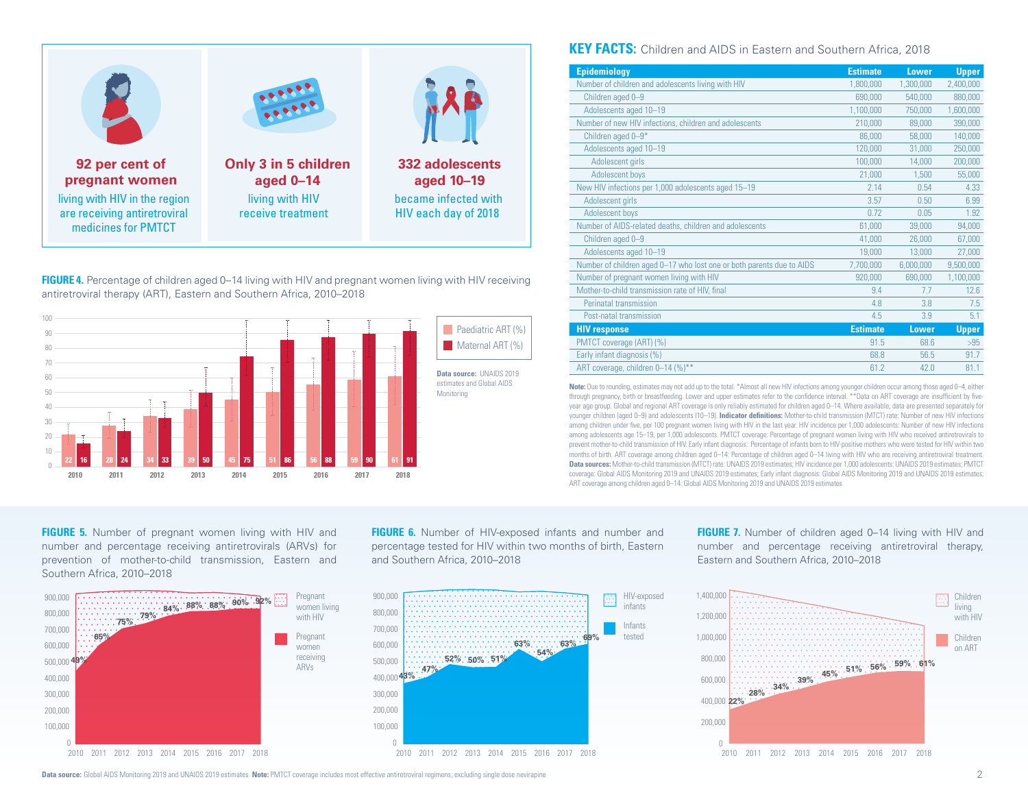**92 per cent of pregnant women** living with HIV in the region are receiving antiretroviral medicines for PMTCT

**Only 3 in 5 children aged 0–14** living with HIV receive treatment

**332 adolescents aged 10–19** became infected with HIV each day of 2018

**FIGURE 4.** Percentage of children aged 0–14 living with HIV and pregnant women living with HIV receiving antiretroviral therapy (ART), Eastern and Southern Africa, 2010–2018

100
90
80
70
60
50
40
30
20
10
0

2010: 22, 16
2011: 28, 24
2012: 34, 33
2013: 39, 50
2014: 45, 75
2015: 51, 86
2016: 56, 88
2017: 59, 90
2018: 61, 91

Paediatric ART (%)
Maternal ART (%)

**Data source:** UNAIDS 2019 estimates and Global AIDS Monitoring

## KEY FACTS: Children and AIDS in Eastern and Southern Africa, 2018

| Epidemiology | Estimate | Lower | Upper |
|---|---|---|---|
| Number of children and adolescents living with HIV | 1,800,000 | 1,300,000 | 2,400,000 |
| Children aged 0–9 | 690,000 | 540,000 | 880,000 |
| Adolescents aged 10–19 | 1,100,000 | 750,000 | 1,600,000 |
| Number of new HIV infections, children and adolescents | 210,000 | 89,000 | 390,000 |
| Children aged 0–9* | 86,000 | 58,000 | 140,000 |
| Adolescents aged 10–19 | 120,000 | 31,000 | 250,000 |
| Adolescent girls | 100,000 | 14,000 | 200,000 |
| Adolescent boys | 21,000 | 1,500 | 55,000 |
| New HIV infections per 1,000 adolescents aged 15–19 | 2.14 | 0.54 | 4.33 |
| Adolescent girls | 3.57 | 0.50 | 6.99 |
| Adolescent boys | 0.72 | 0.05 | 1.92 |
| Number of AIDS-related deaths, children and adolescents | 61,000 | 39,000 | 94,000 |
| Children aged 0–9 | 41,000 | 26,000 | 67,000 |
| Adolescents aged 10–19 | 19,000 | 13,000 | 27,000 |
| Number of children aged 0–17 who lost one or both parents due to AIDS | 7,700,000 | 6,000,000 | 9,500,000 |
| Number of pregnant women living with HIV | 920,000 | 690,000 | 1,100,000 |
| Mother-to-child transmission rate of HIV, final | 9.4 | 7.7 | 12.6 |
| Perinatal transmission | 4.8 | 3.8 | 7.5 |
| Post-natal transmission | 4.5 | 3.9 | 5.1 |
| **HIV response** | **Estimate** | **Lower** | **Upper** |
| PMTCT coverage (ART) (%) | 91.5 | 68.6 | >95 |
| Early infant diagnosis (%) | 68.8 | 56.5 | 91.7 |
| ART coverage, children 0–14 (%)** | 61.2 | 42.0 | 81.1 |

**Note:** Due to rounding, estimates may not add up to the total. *Almost all new HIV infections among younger children occur among those aged 0–4, either through pregnancy, birth or breastfeeding. Lower and upper estimates refer to the confidence interval. **Data on ART coverage are insufficient by five-year age group. Global and regional ART coverage is only reliably estimated for children aged 0–14. Where available, data are presented separately for younger children (aged 0–9) and adolescents (10–19). **Indicator definitions:** Mother-to-child transmission (MTCT) rate: Number of new HIV infections among children under five, per 100 pregnant women living with HIV in the last year. HIV incidence per 1,000 adolescents: Number of new HIV infections among adolescents age 15–19, per 1,000 adolescents. PMTCT coverage: Percentage of pregnant women living with HIV who received antiretrovirals to prevent mother-to-child transmission of HIV. Early infant diagnosis: Percentage of infants born to HIV-positive mothers who were tested for HIV within two months of birth. ART coverage among children aged 0–14: Percentage of children aged 0–14 living with HIV who are receiving antiretroviral treatment. **Data sources:** Mother-to-child transmission (MTCT) rate: UNAIDS 2019 estimates; HIV incidence per 1,000 adolescents: UNAIDS 2019 estimates; PMTCT coverage: Global AIDS Monitoring 2019 and UNAIDS 2019 estimates; Early infant diagnosis: Global AIDS Monitoring 2019 and UNAIDS 2019 estimates; ART coverage among children aged 0–14: Global AIDS Monitoring 2019 and UNAIDS 2019 estimates

**FIGURE 5.** Number of pregnant women living with HIV and number and percentage receiving antiretrovirals (ARVs) for prevention of mother-to-child transmission, Eastern and Southern Africa, 2010–2018

900,000
800,000
700,000
600,000
500,000
400,000
300,000
200,000
100,000
0

49% 65% 75% 79% 84% 88% 88% 90% 92%

2010 2011 2012 2013 2014 2015 2016 2017 2018

Pregnant women living with HIV
Pregnant women receiving ARVs

**FIGURE 6.** Number of HIV-exposed infants and number and percentage tested for HIV within two months of birth, Eastern and Southern Africa, 2010–2018

900,000
800,000
700,000
600,000
500,000
400,000
300,000
200,000
100,000
0

43% 47% 52% 50% 51% 63% 54% 63% 69%

2010 2011 2012 2013 2014 2015 2016 2017 2018

HIV-exposed infants
Infants tested

**FIGURE 7.** Number of children aged 0–14 living with HIV and number and percentage receiving antiretroviral therapy, Eastern and Southern Africa, 2010–2018

1,400,000
1,200,000
1,000,000
800,000
600,000
400,000
200,000
0

22% 28% 34% 39% 45% 51% 56% 59% 61%

2010 2011 2012 2013 2014 2015 2016 2017 2018

Children living with HIV
Children on ART

**Data source:** Global AIDS Monitoring 2019 and UNAIDS 2019 estimates **Note:** PMTCT coverage includes most effective antiretroviral regimens, excluding single dose nevirapine